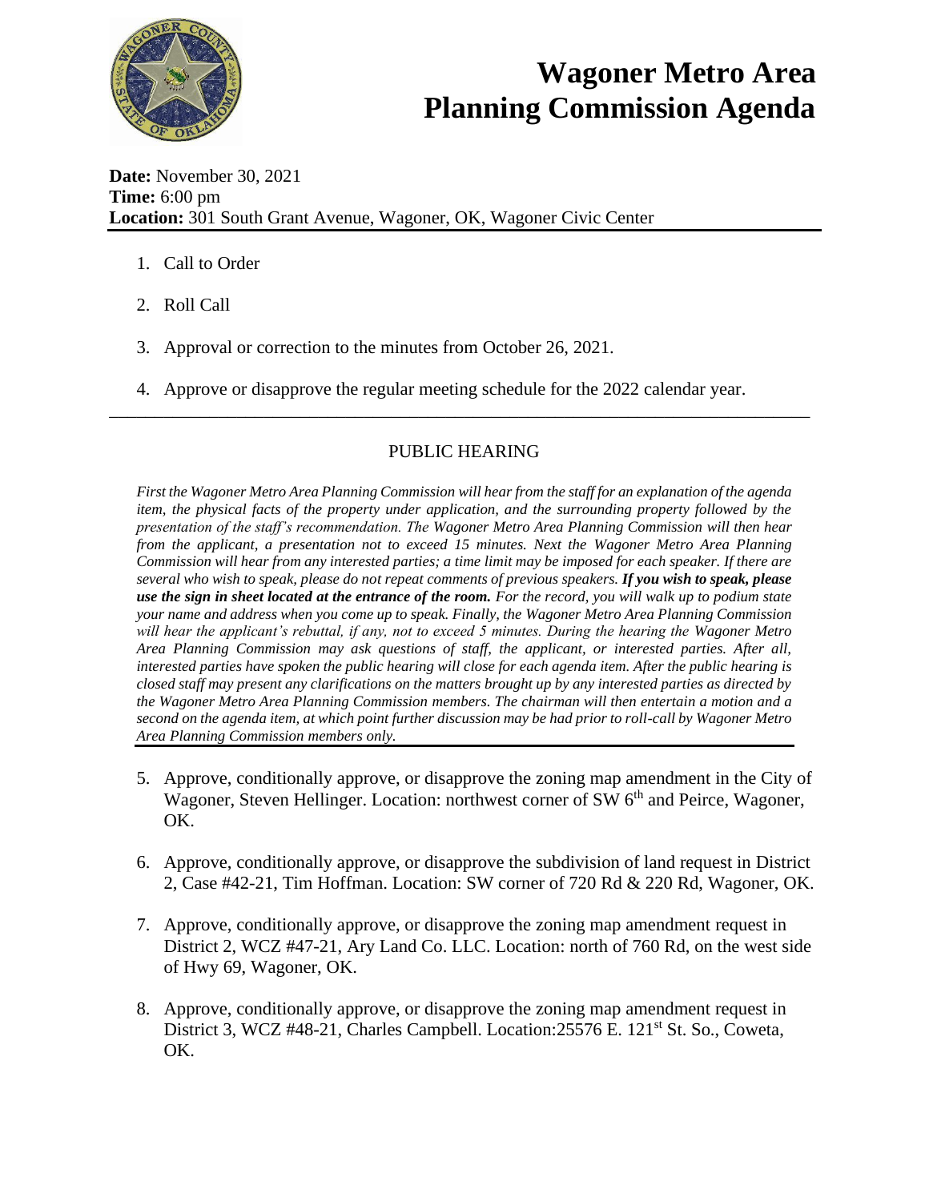# Wagoner Metro Area Planning Commission Agenda

**Date:** November 30, 2021
**Time:** 6:00 pm
**Location:** 301 South Grant Avenue, Wagoner, OK, Wagoner Civic Center

1. Call to Order
2. Roll Call
3. Approval or correction to the minutes from October 26, 2021.
4. Approve or disapprove the regular meeting schedule for the 2022 calendar year.

---

## PUBLIC HEARING

*First the Wagoner Metro Area Planning Commission will hear from the staff for an explanation of the agenda item, the physical facts of the property under application, and the surrounding property followed by the presentation of the staff's recommendation. The Wagoner Metro Area Planning Commission will then hear from the applicant, a presentation not to exceed 15 minutes. Next the Wagoner Metro Area Planning Commission will hear from any interested parties; a time limit may be imposed for each speaker. If there are several who wish to speak, please do not repeat comments of previous speakers.* ***If you wish to speak, please use the sign in sheet located at the entrance of the room.*** *For the record, you will walk up to podium state your name and address when you come up to speak. Finally, the Wagoner Metro Area Planning Commission will hear the applicant's rebuttal, if any, not to exceed 5 minutes. During the hearing the Wagoner Metro Area Planning Commission may ask questions of staff, the applicant, or interested parties. After all, interested parties have spoken the public hearing will close for each agenda item. After the public hearing is closed staff may present any clarifications on the matters brought up by any interested parties as directed by the Wagoner Metro Area Planning Commission members. The chairman will then entertain a motion and a second on the agenda item, at which point further discussion may be had prior to roll-call by Wagoner Metro Area Planning Commission members only.*

5. Approve, conditionally approve, or disapprove the zoning map amendment in the City of Wagoner, Steven Hellinger. Location: northwest corner of SW 6th and Peirce, Wagoner, OK.
6. Approve, conditionally approve, or disapprove the subdivision of land request in District 2, Case #42-21, Tim Hoffman. Location: SW corner of 720 Rd & 220 Rd, Wagoner, OK.
7. Approve, conditionally approve, or disapprove the zoning map amendment request in District 2, WCZ #47-21, Ary Land Co. LLC. Location: north of 760 Rd, on the west side of Hwy 69, Wagoner, OK.
8. Approve, conditionally approve, or disapprove the zoning map amendment request in District 3, WCZ #48-21, Charles Campbell. Location:25576 E. 121st St. So., Coweta, OK.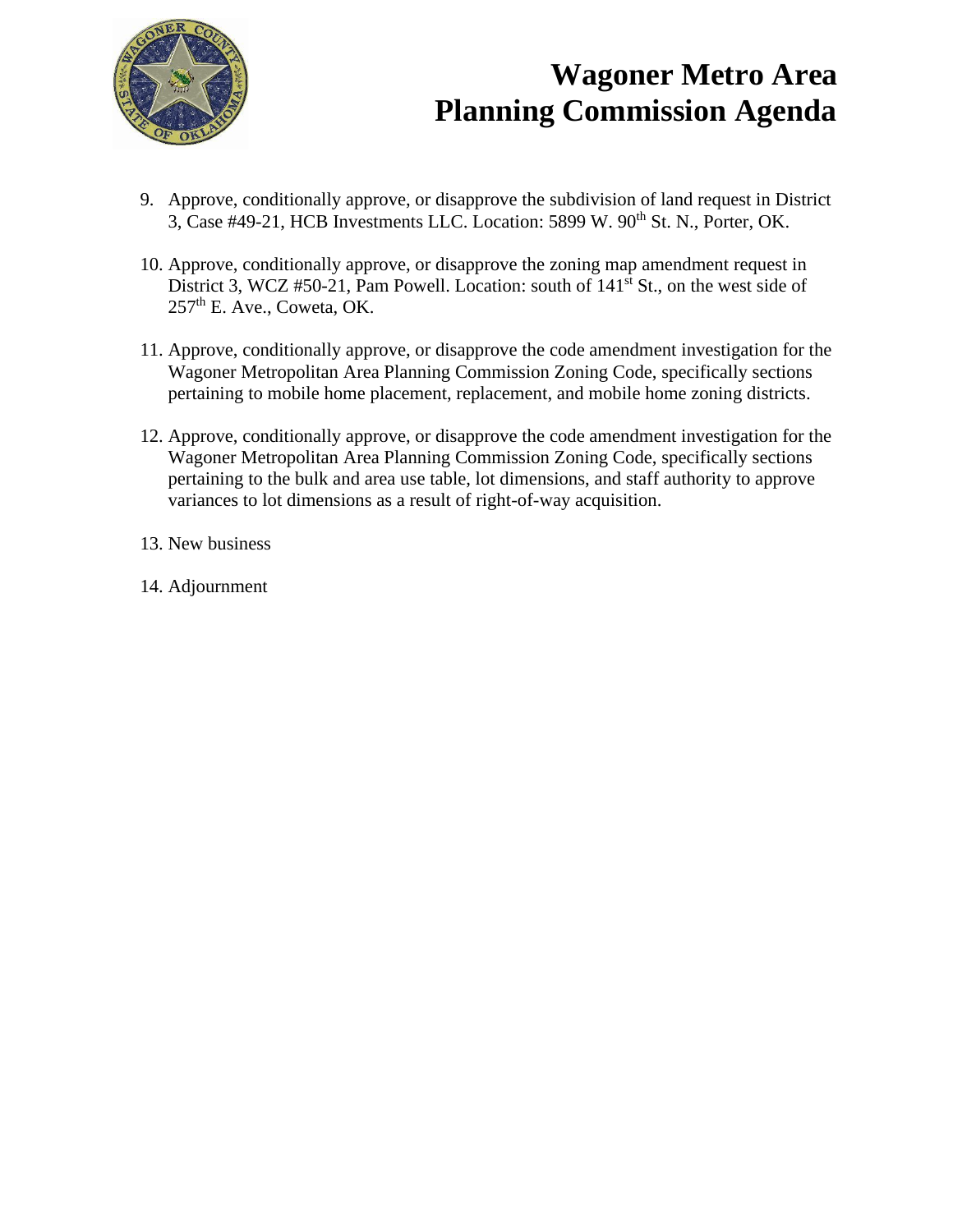# Wagoner Metro Area Planning Commission Agenda

9. Approve, conditionally approve, or disapprove the subdivision of land request in District 3, Case #49-21, HCB Investments LLC. Location: 5899 W. 90th St. N., Porter, OK.

10. Approve, conditionally approve, or disapprove the zoning map amendment request in District 3, WCZ #50-21, Pam Powell. Location: south of 141st St., on the west side of 257th E. Ave., Coweta, OK.

11. Approve, conditionally approve, or disapprove the code amendment investigation for the Wagoner Metropolitan Area Planning Commission Zoning Code, specifically sections pertaining to mobile home placement, replacement, and mobile home zoning districts.

12. Approve, conditionally approve, or disapprove the code amendment investigation for the Wagoner Metropolitan Area Planning Commission Zoning Code, specifically sections pertaining to the bulk and area use table, lot dimensions, and staff authority to approve variances to lot dimensions as a result of right-of-way acquisition.

13. New business

14. Adjournment